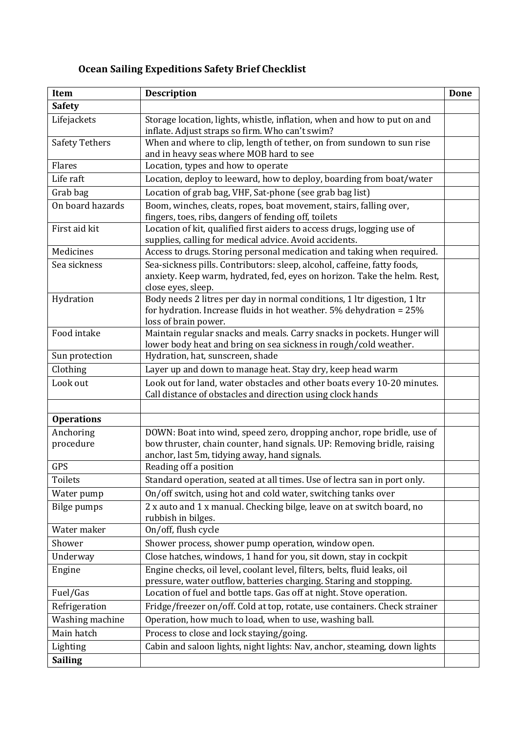### Ocean Sailing Expeditions Safety Brief Checklist

| Item | Description | Done |
|---|---|---|
| **Safety** | | |
| Lifejackets | Storage location, lights, whistle, inflation, when and how to put on and inflate. Adjust straps so firm. Who can't swim? | |
| Safety Tethers | When and where to clip, length of tether, on from sundown to sun rise and in heavy seas where MOB hard to see | |
| Flares | Location, types and how to operate | |
| Life raft | Location, deploy to leeward, how to deploy, boarding from boat/water | |
| Grab bag | Location of grab bag, VHF, Sat-phone (see grab bag list) | |
| On board hazards | Boom, winches, cleats, ropes, boat movement, stairs, falling over, fingers, toes, ribs, dangers of fending off, toilets | |
| First aid kit | Location of kit, qualified first aiders to access drugs, logging use of supplies, calling for medical advice. Avoid accidents. | |
| Medicines | Access to drugs. Storing personal medication and taking when required. | |
| Sea sickness | Sea-sickness pills. Contributors: sleep, alcohol, caffeine, fatty foods, anxiety. Keep warm, hydrated, fed, eyes on horizon. Take the helm. Rest, close eyes, sleep. | |
| Hydration | Body needs 2 litres per day in normal conditions, 1 ltr digestion, 1 ltr for hydration. Increase fluids in hot weather. 5% dehydration = 25% loss of brain power. | |
| Food intake | Maintain regular snacks and meals. Carry snacks in pockets. Hunger will lower body heat and bring on sea sickness in rough/cold weather. | |
| Sun protection | Hydration, hat, sunscreen, shade | |
| Clothing | Layer up and down to manage heat. Stay dry, keep head warm | |
| Look out | Look out for land, water obstacles and other boats every 10-20 minutes. Call distance of obstacles and direction using clock hands | |
| | | |
| **Operations** | | |
| Anchoring procedure | DOWN: Boat into wind, speed zero, dropping anchor, rope bridle, use of bow thruster, chain counter, hand signals. UP: Removing bridle, raising anchor, last 5m, tidying away, hand signals. | |
| GPS | Reading off a position | |
| Toilets | Standard operation, seated at all times. Use of lectra san in port only. | |
| Water pump | On/off switch, using hot and cold water, switching tanks over | |
| Bilge pumps | 2 x auto and 1 x manual. Checking bilge, leave on at switch board, no rubbish in bilges. | |
| Water maker | On/off, flush cycle | |
| Shower | Shower process, shower pump operation, window open. | |
| Underway | Close hatches, windows, 1 hand for you, sit down, stay in cockpit | |
| Engine | Engine checks, oil level, coolant level, filters, belts, fluid leaks, oil pressure, water outflow, batteries charging. Staring and stopping. | |
| Fuel/Gas | Location of fuel and bottle taps. Gas off at night. Stove operation. | |
| Refrigeration | Fridge/freezer on/off. Cold at top, rotate, use containers. Check strainer | |
| Washing machine | Operation, how much to load, when to use, washing ball. | |
| Main hatch | Process to close and lock staying/going. | |
| Lighting | Cabin and saloon lights, night lights: Nav, anchor, steaming, down lights | |
| **Sailing** | | |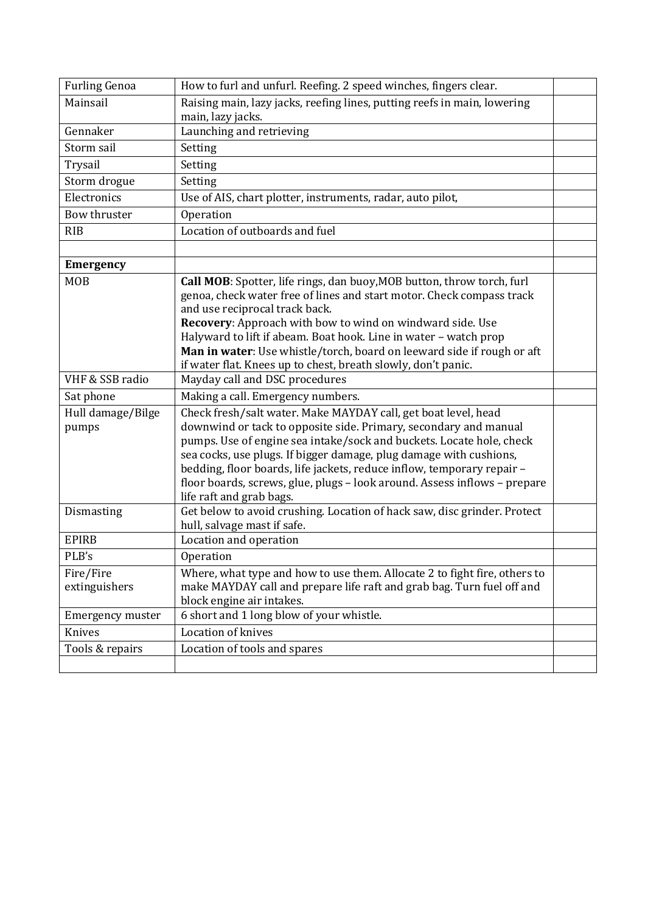| | | |
|---|---|---|
| Furling Genoa | How to furl and unfurl. Reefing. 2 speed winches, fingers clear. | |
| Mainsail | Raising main, lazy jacks, reefing lines, putting reefs in main, lowering main, lazy jacks. | |
| Gennaker | Launching and retrieving | |
| Storm sail | Setting | |
| Trysail | Setting | |
| Storm drogue | Setting | |
| Electronics | Use of AIS, chart plotter, instruments, radar, auto pilot, | |
| Bow thruster | Operation | |
| RIB | Location of outboards and fuel | |
| | | |
| **Emergency** | | |
| MOB | **Call MOB**: Spotter, life rings, dan buoy,MOB button, throw torch, furl genoa, check water free of lines and start motor. Check compass track and use reciprocal track back.<br>**Recovery**: Approach with bow to wind on windward side. Use Halyward to lift if abeam. Boat hook. Line in water – watch prop<br>**Man in water**: Use whistle/torch, board on leeward side if rough or aft if water flat. Knees up to chest, breath slowly, don't panic. | |
| VHF & SSB radio | Mayday call and DSC procedures | |
| Sat phone | Making a call. Emergency numbers. | |
| Hull damage/Bilge pumps | Check fresh/salt water. Make MAYDAY call, get boat level, head downwind or tack to opposite side. Primary, secondary and manual pumps. Use of engine sea intake/sock and buckets. Locate hole, check sea cocks, use plugs. If bigger damage, plug damage with cushions, bedding, floor boards, life jackets, reduce inflow, temporary repair – floor boards, screws, glue, plugs – look around. Assess inflows – prepare life raft and grab bags. | |
| Dismasting | Get below to avoid crushing. Location of hack saw, disc grinder. Protect hull, salvage mast if safe. | |
| EPIRB | Location and operation | |
| PLB's | Operation | |
| Fire/Fire extinguishers | Where, what type and how to use them. Allocate 2 to fight fire, others to make MAYDAY call and prepare life raft and grab bag. Turn fuel off and block engine air intakes. | |
| Emergency muster | 6 short and 1 long blow of your whistle. | |
| Knives | Location of knives | |
| Tools & repairs | Location of tools and spares | |
| | | |